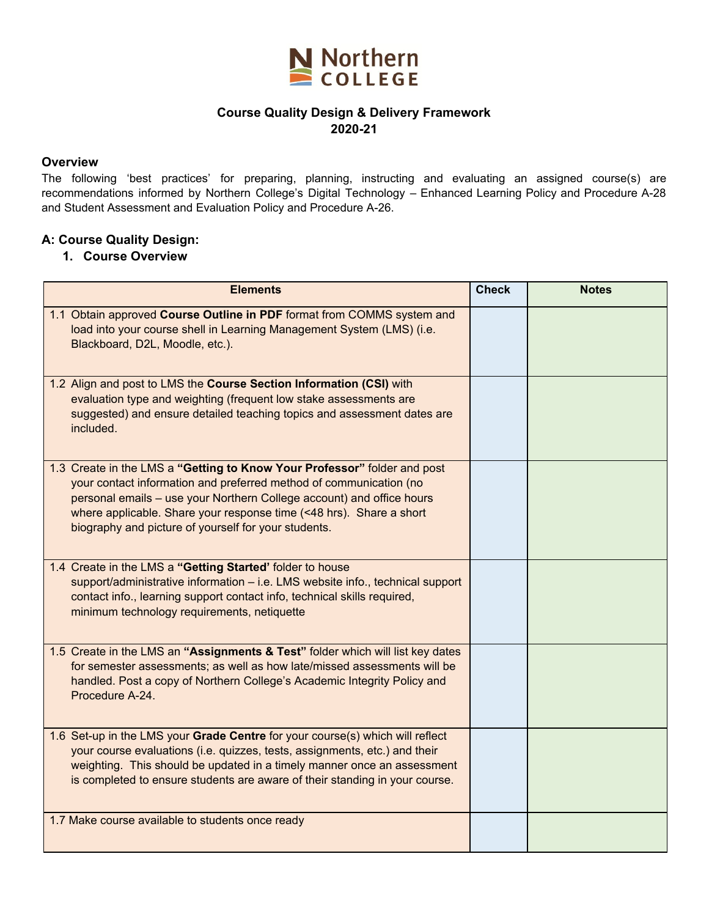Northern College

# Course Quality Design & Delivery Framework
# 2020-21

## Overview

The following 'best practices' for preparing, planning, instructing and evaluating an assigned course(s) are recommendations informed by Northern College's Digital Technology – Enhanced Learning Policy and Procedure A-28 and Student Assessment and Evaluation Policy and Procedure A-26.

## A: Course Quality Design:

### 1. Course Overview

| Elements | Check | Notes |
|---|---|---|
| 1.1 Obtain approved **Course Outline in PDF** format from COMMS system and load into your course shell in Learning Management System (LMS) (i.e. Blackboard, D2L, Moodle, etc.). | | |
| 1.2 Align and post to LMS the **Course Section Information (CSI)** with evaluation type and weighting (frequent low stake assessments are suggested) and ensure detailed teaching topics and assessment dates are included. | | |
| 1.3 Create in the LMS a **"Getting to Know Your Professor"** folder and post your contact information and preferred method of communication (no personal emails – use your Northern College account) and office hours where applicable. Share your response time (<48 hrs). Share a short biography and picture of yourself for your students. | | |
| 1.4 Create in the LMS a **"Getting Started'** folder to house support/administrative information – i.e. LMS website info., technical support contact info., learning support contact info, technical skills required, minimum technology requirements, netiquette | | |
| 1.5 Create in the LMS an **"Assignments & Test"** folder which will list key dates for semester assessments; as well as how late/missed assessments will be handled. Post a copy of Northern College's Academic Integrity Policy and Procedure A-24. | | |
| 1.6 Set-up in the LMS your **Grade Centre** for your course(s) which will reflect your course evaluations (i.e. quizzes, tests, assignments, etc.) and their weighting. This should be updated in a timely manner once an assessment is completed to ensure students are aware of their standing in your course. | | |
| 1.7 Make course available to students once ready | | |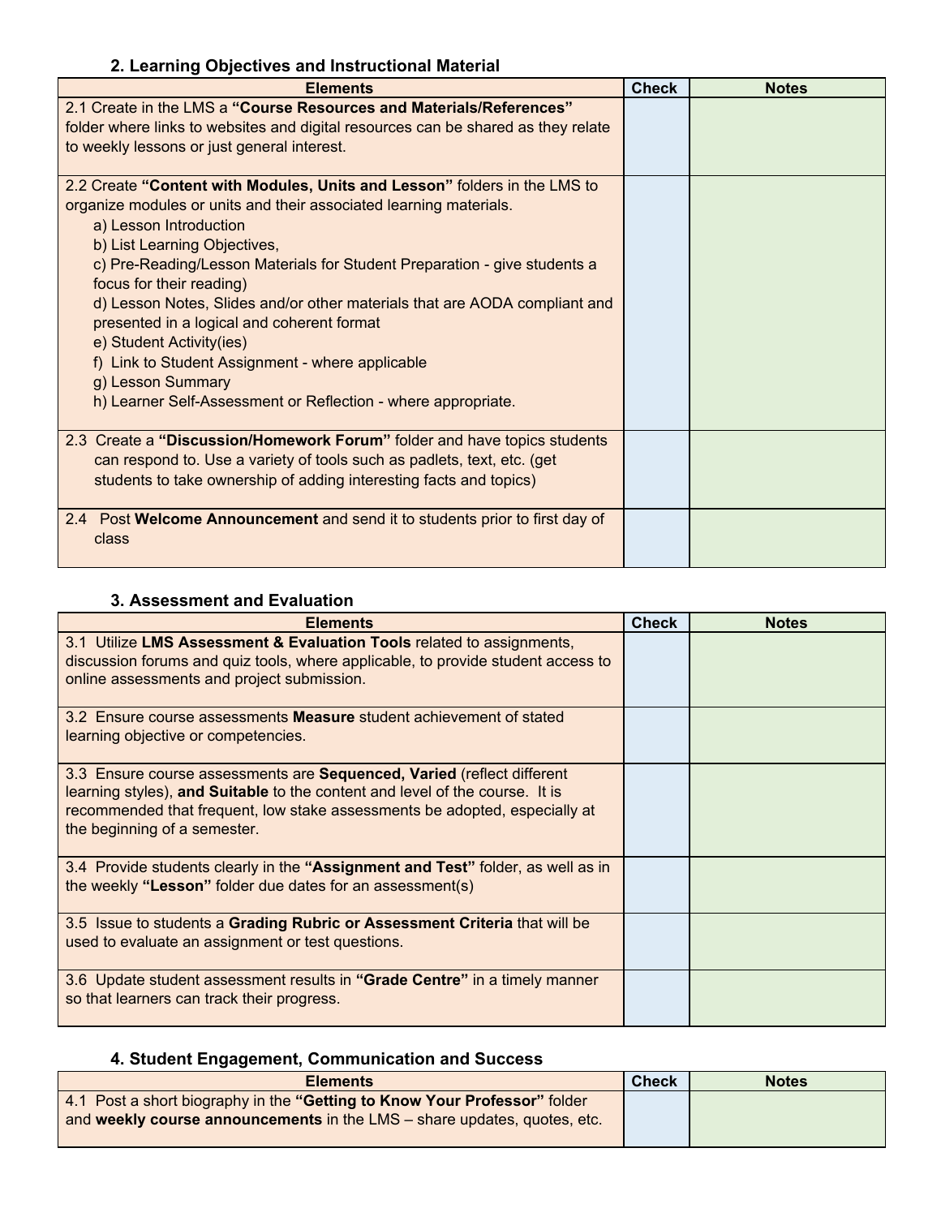### 2. Learning Objectives and Instructional Material

| Elements | Check | Notes |
|---|---|---|
| 2.1 Create in the LMS a **"Course Resources and Materials/References"** folder where links to websites and digital resources can be shared as they relate to weekly lessons or just general interest. | | |
| 2.2 Create **"Content with Modules, Units and Lesson"** folders in the LMS to organize modules or units and their associated learning materials.<br>a) Lesson Introduction<br>b) List Learning Objectives,<br>c) Pre-Reading/Lesson Materials for Student Preparation - give students a focus for their reading)<br>d) Lesson Notes, Slides and/or other materials that are AODA compliant and presented in a logical and coherent format<br>e) Student Activity(ies)<br>f) Link to Student Assignment - where applicable<br>g) Lesson Summary<br>h) Learner Self-Assessment or Reflection - where appropriate. | | |
| 2.3 Create a **"Discussion/Homework Forum"** folder and have topics students can respond to. Use a variety of tools such as padlets, text, etc. (get students to take ownership of adding interesting facts and topics) | | |
| 2.4 Post **Welcome Announcement** and send it to students prior to first day of class | | |

### 3. Assessment and Evaluation

| Elements | Check | Notes |
|---|---|---|
| 3.1 Utilize **LMS Assessment & Evaluation Tools** related to assignments, discussion forums and quiz tools, where applicable, to provide student access to online assessments and project submission. | | |
| 3.2 Ensure course assessments **Measure** student achievement of stated learning objective or competencies. | | |
| 3.3 Ensure course assessments are **Sequenced, Varied** (reflect different learning styles), **and Suitable** to the content and level of the course. It is recommended that frequent, low stake assessments be adopted, especially at the beginning of a semester. | | |
| 3.4 Provide students clearly in the **"Assignment and Test"** folder, as well as in the weekly **"Lesson"** folder due dates for an assessment(s) | | |
| 3.5 Issue to students a **Grading Rubric or Assessment Criteria** that will be used to evaluate an assignment or test questions. | | |
| 3.6 Update student assessment results in **"Grade Centre"** in a timely manner so that learners can track their progress. | | |

### 4. Student Engagement, Communication and Success

| Elements | Check | Notes |
|---|---|---|
| 4.1 Post a short biography in the **"Getting to Know Your Professor"** folder and **weekly course announcements** in the LMS – share updates, quotes, etc. | | |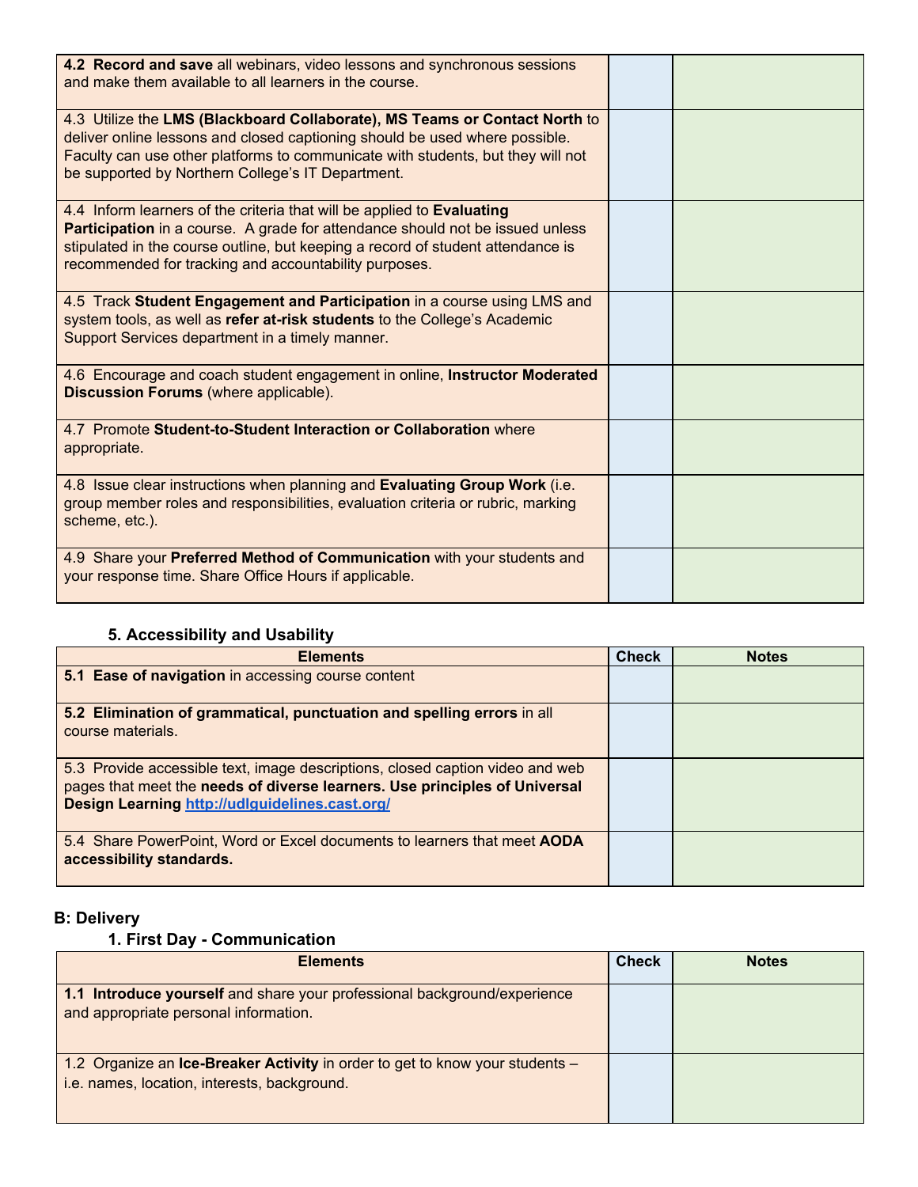| | | |
|---|---|---|
| **4.2 Record and save** all webinars, video lessons and synchronous sessions and make them available to all learners in the course. | | |
| 4.3 Utilize the **LMS (Blackboard Collaborate), MS Teams or Contact North** to deliver online lessons and closed captioning should be used where possible. Faculty can use other platforms to communicate with students, but they will not be supported by Northern College's IT Department. | | |
| 4.4 Inform learners of the criteria that will be applied to **Evaluating Participation** in a course. A grade for attendance should not be issued unless stipulated in the course outline, but keeping a record of student attendance is recommended for tracking and accountability purposes. | | |
| 4.5 Track **Student Engagement and Participation** in a course using LMS and system tools, as well as **refer at-risk students** to the College's Academic Support Services department in a timely manner. | | |
| 4.6 Encourage and coach student engagement in online, **Instructor Moderated Discussion Forums** (where applicable). | | |
| 4.7 Promote **Student-to-Student Interaction or Collaboration** where appropriate. | | |
| 4.8 Issue clear instructions when planning and **Evaluating Group Work** (i.e. group member roles and responsibilities, evaluation criteria or rubric, marking scheme, etc.). | | |
| 4.9 Share your **Preferred Method of Communication** with your students and your response time. Share Office Hours if applicable. | | |

### 5. Accessibility and Usability

| Elements | Check | Notes |
|---|---|---|
| **5.1 Ease of navigation** in accessing course content | | |
| **5.2 Elimination of grammatical, punctuation and spelling errors** in all course materials. | | |
| 5.3 Provide accessible text, image descriptions, closed caption video and web pages that meet the **needs of diverse learners. Use principles of Universal Design Learning [http://udlguidelines.cast.org/](http://udlguidelines.cast.org/)** | | |
| 5.4 Share PowerPoint, Word or Excel documents to learners that meet **AODA accessibility standards.** | | |

## B: Delivery

### 1. First Day - Communication

| Elements | Check | Notes |
|---|---|---|
| **1.1 Introduce yourself** and share your professional background/experience and appropriate personal information. | | |
| 1.2 Organize an **Ice-Breaker Activity** in order to get to know your students – i.e. names, location, interests, background. | | |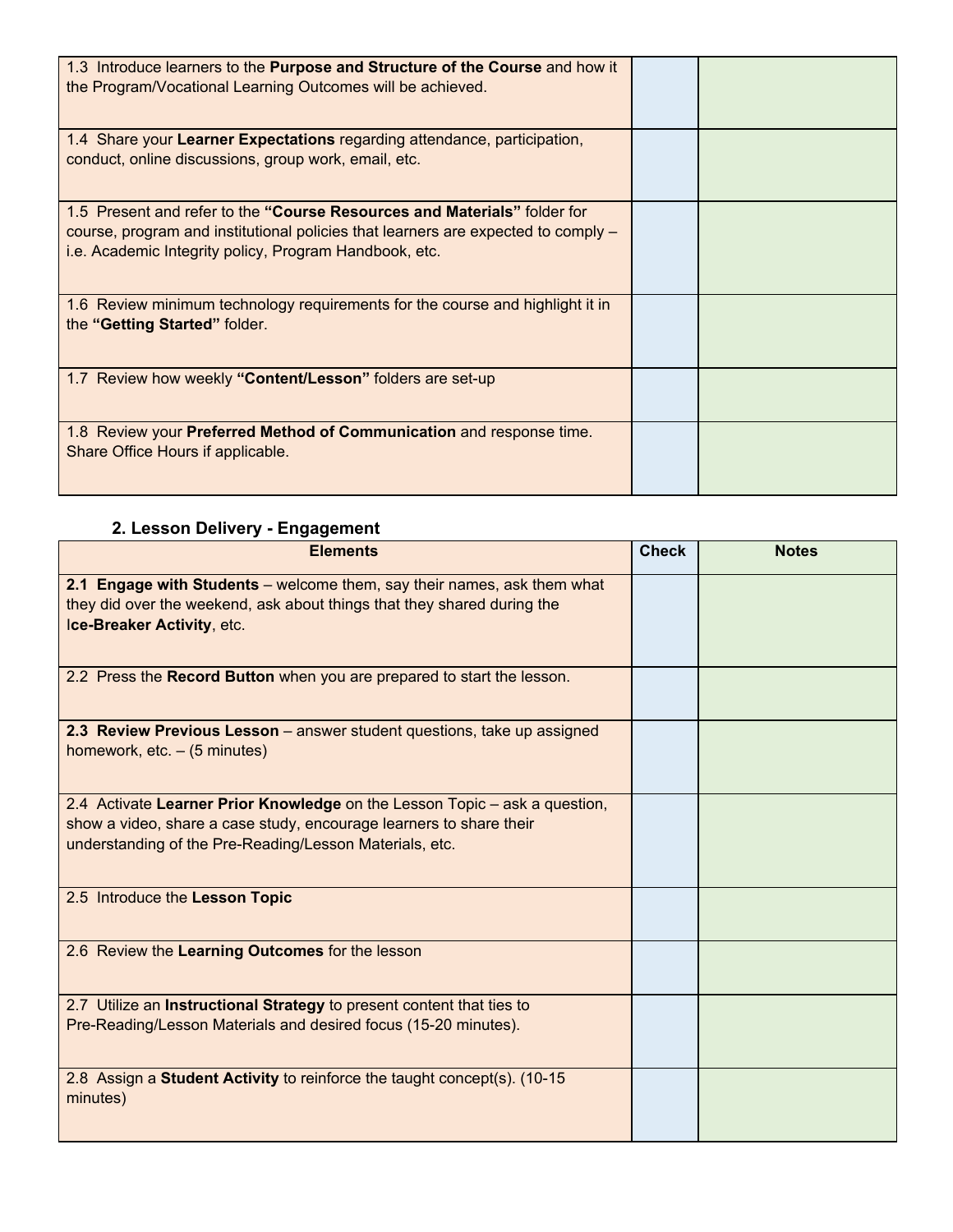| | | |
|---|---|---|
| 1.3 Introduce learners to the **Purpose and Structure of the Course** and how it the Program/Vocational Learning Outcomes will be achieved. | | |
| 1.4 Share your **Learner Expectations** regarding attendance, participation, conduct, online discussions, group work, email, etc. | | |
| 1.5 Present and refer to the **"Course Resources and Materials"** folder for course, program and institutional policies that learners are expected to comply – i.e. Academic Integrity policy, Program Handbook, etc. | | |
| 1.6 Review minimum technology requirements for the course and highlight it in the **"Getting Started"** folder. | | |
| 1.7 Review how weekly **"Content/Lesson"** folders are set-up | | |
| 1.8 Review your **Preferred Method of Communication** and response time. Share Office Hours if applicable. | | |

### 2. Lesson Delivery - Engagement

| Elements | Check | Notes |
|---|---|---|
| **2.1 Engage with Students** – welcome them, say their names, ask them what they did over the weekend, ask about things that they shared during the **Ice-Breaker Activity**, etc. | | |
| 2.2 Press the **Record Button** when you are prepared to start the lesson. | | |
| **2.3 Review Previous Lesson** – answer student questions, take up assigned homework, etc. – (5 minutes) | | |
| 2.4 Activate **Learner Prior Knowledge** on the Lesson Topic – ask a question, show a video, share a case study, encourage learners to share their understanding of the Pre-Reading/Lesson Materials, etc. | | |
| 2.5 Introduce the **Lesson Topic** | | |
| 2.6 Review the **Learning Outcomes** for the lesson | | |
| 2.7 Utilize an **Instructional Strategy** to present content that ties to Pre-Reading/Lesson Materials and desired focus (15-20 minutes). | | |
| 2.8 Assign a **Student Activity** to reinforce the taught concept(s). (10-15 minutes) | | |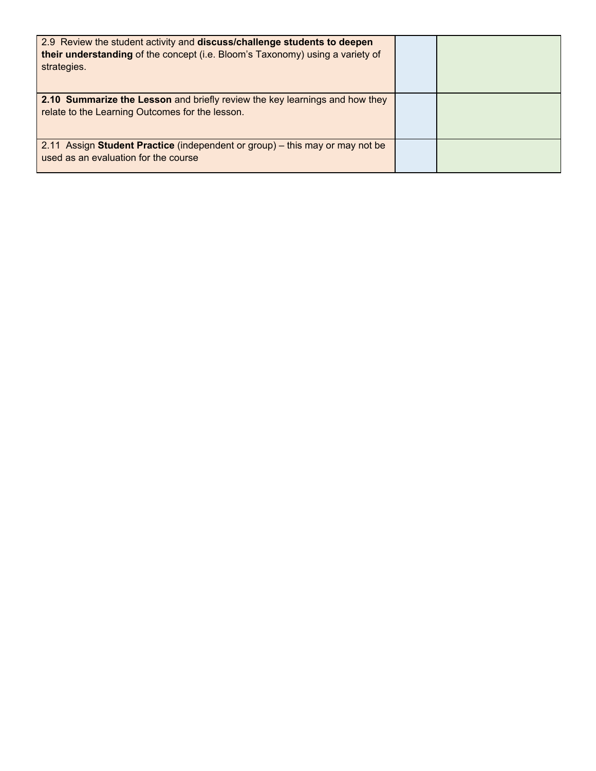| | | |
|---|---|---|
| 2.9 Review the student activity and **discuss/challenge students to deepen their understanding** of the concept (i.e. Bloom's Taxonomy) using a variety of strategies. | | |
| **2.10 Summarize the Lesson** and briefly review the key learnings and how they relate to the Learning Outcomes for the lesson. | | |
| 2.11 Assign **Student Practice** (independent or group) – this may or may not be used as an evaluation for the course | | |